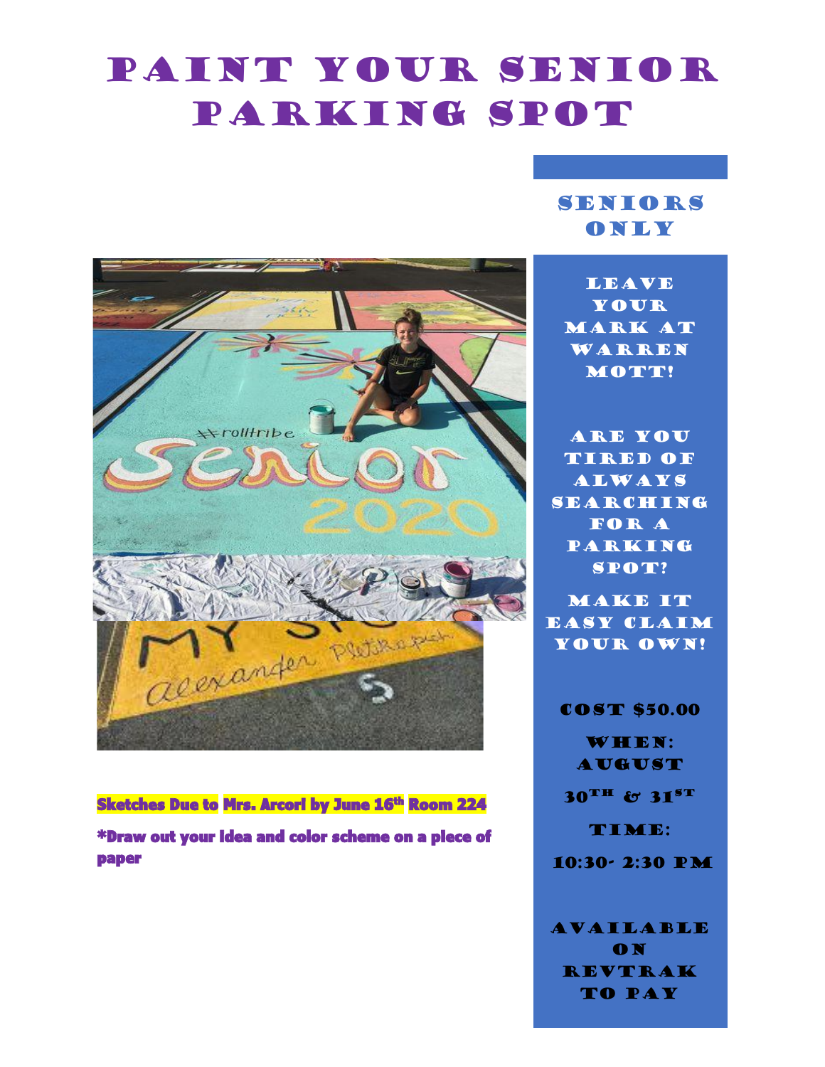# Paint Your Senior Parking Spot

## Seniors Only

Leave your mark at Warren Mott!

Are you tired of always searching for a parking spot?

Make it easy claim your own!

**Cost $50.00**

**When: August 30th & 31st**

**Time: 10:30- 2:30 PM**

**Available on RevTrak to pay**

**Sketches Due to Mrs. Arcori by June 16th Room 224**

**\*Draw out your idea and color scheme on a piece of paper**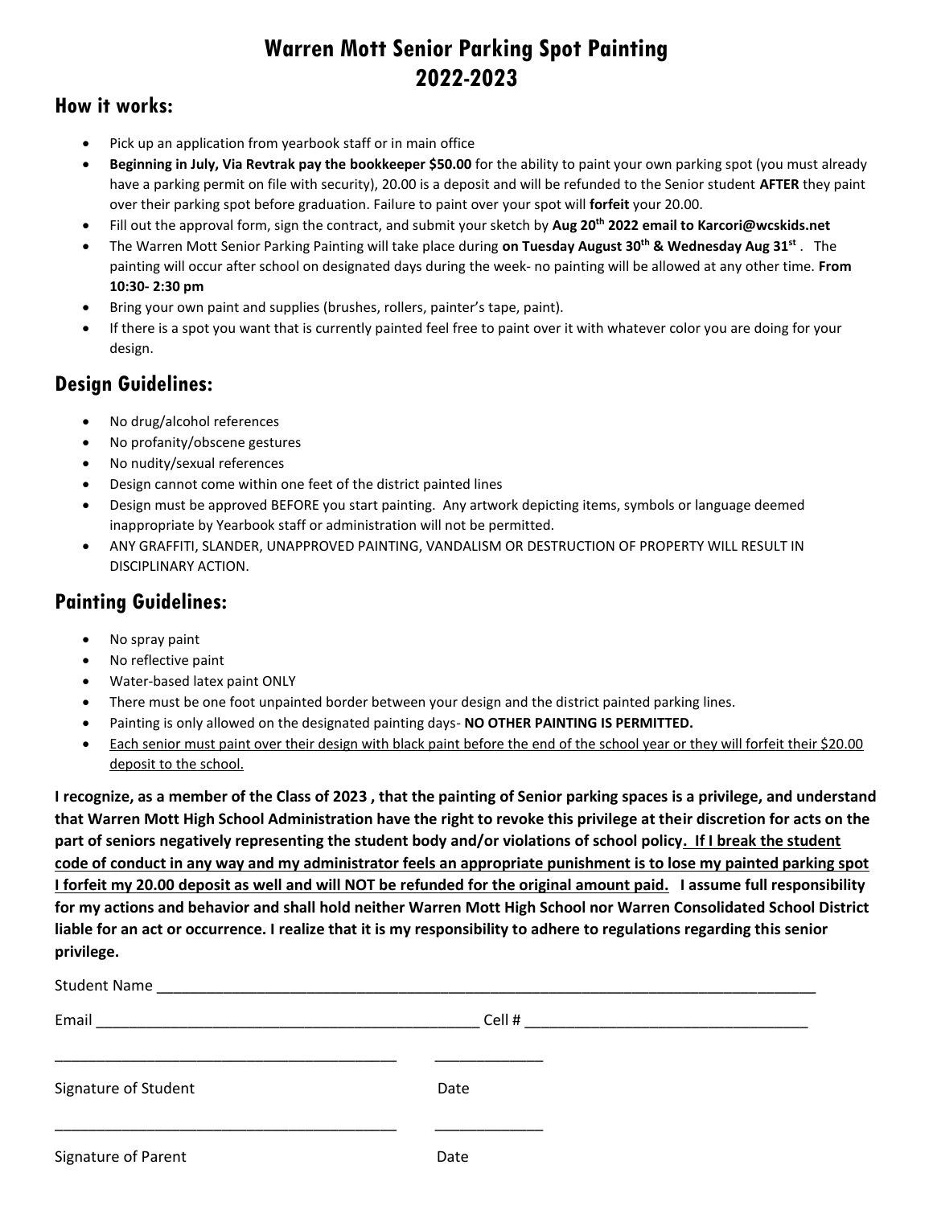# Warren Mott Senior Parking Spot Painting
# 2022-2023

## How it works:

- Pick up an application from yearbook staff or in main office
- **Beginning in July, Via Revtrak pay the bookkeeper $50.00** for the ability to paint your own parking spot (you must already have a parking permit on file with security), 20.00 is a deposit and will be refunded to the Senior student **AFTER** they paint over their parking spot before graduation. Failure to paint over your spot will **forfeit** your 20.00.
- Fill out the approval form, sign the contract, and submit your sketch by **Aug 20th 2022 email to Karcori@wcskids.net**
- The Warren Mott Senior Parking Painting will take place during **on Tuesday August 30th & Wednesday Aug 31st** . The painting will occur after school on designated days during the week- no painting will be allowed at any other time. **From 10:30- 2:30 pm**
- Bring your own paint and supplies (brushes, rollers, painter's tape, paint).
- If there is a spot you want that is currently painted feel free to paint over it with whatever color you are doing for your design.

## Design Guidelines:

- No drug/alcohol references
- No profanity/obscene gestures
- No nudity/sexual references
- Design cannot come within one feet of the district painted lines
- Design must be approved BEFORE you start painting. Any artwork depicting items, symbols or language deemed inappropriate by Yearbook staff or administration will not be permitted.
- ANY GRAFFITI, SLANDER, UNAPPROVED PAINTING, VANDALISM OR DESTRUCTION OF PROPERTY WILL RESULT IN DISCIPLINARY ACTION.

## Painting Guidelines:

- No spray paint
- No reflective paint
- Water-based latex paint ONLY
- There must be one foot unpainted border between your design and the district painted parking lines.
- Painting is only allowed on the designated painting days- **NO OTHER PAINTING IS PERMITTED.**
- <u>Each senior must paint over their design with black paint before the end of the school year or they will forfeit their $20.00 deposit to the school.</u>

**I recognize, as a member of the Class of 2023 , that the painting of Senior parking spaces is a privilege, and understand that Warren Mott High School Administration have the right to revoke this privilege at their discretion for acts on the part of seniors negatively representing the student body and/or violations of school policy. <u>If I break the student code of conduct in any way and my administrator feels an appropriate punishment is to lose my painted parking spot I forfeit my 20.00 deposit as well and will NOT be refunded for the original amount paid.</u> I assume full responsibility for my actions and behavior and shall hold neither Warren Mott High School nor Warren Consolidated School District liable for an act or occurrence. I realize that it is my responsibility to adhere to regulations regarding this senior privilege.**

Student Name ______________________________________________________________________________

Email _______________________________________________ Cell # __________________________________

________________________________________ _____________

Signature of Student Date

________________________________________ _____________

Signature of Parent Date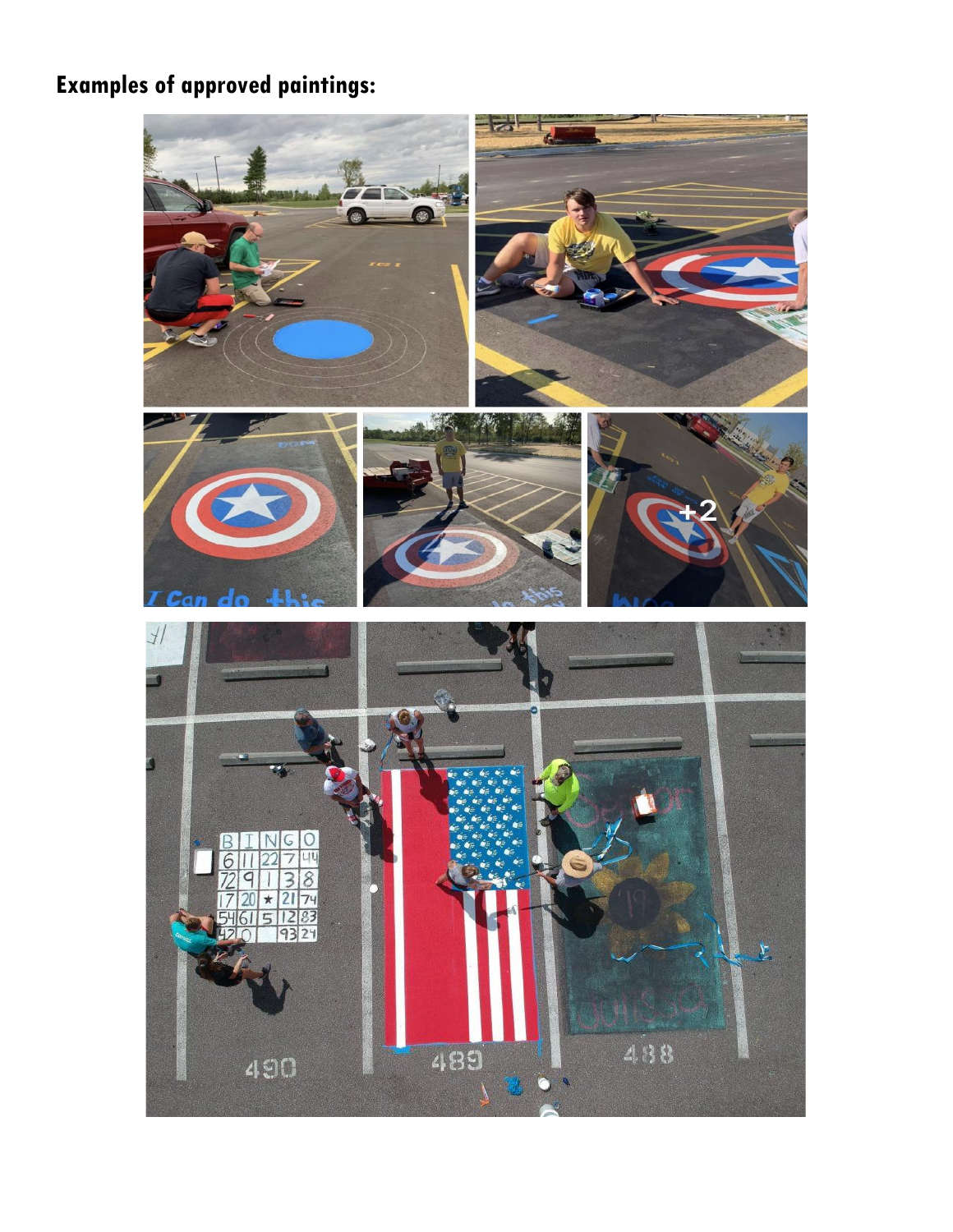**Examples of approved paintings:**